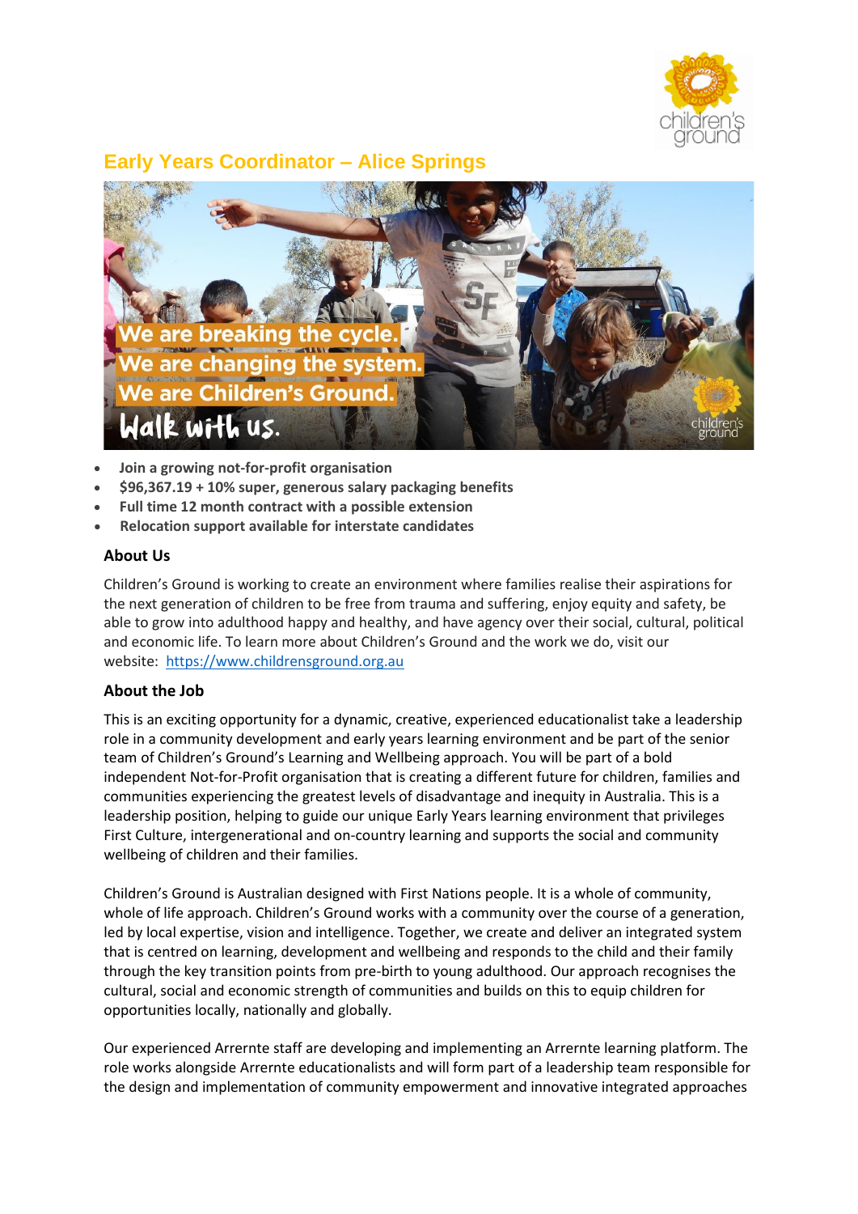# Early Years Coordinator – Alice Springs

- **Join a growing not-for-profit organisation**
- **$96,367.19 + 10% super, generous salary packaging benefits**
- **Full time 12 month contract with a possible extension**
- **Relocation support available for interstate candidates**

## About Us

Children's Ground is working to create an environment where families realise their aspirations for the next generation of children to be free from trauma and suffering, enjoy equity and safety, be able to grow into adulthood happy and healthy, and have agency over their social, cultural, political and economic life. To learn more about Children's Ground and the work we do, visit our website: https://www.childrensground.org.au

## About the Job

This is an exciting opportunity for a dynamic, creative, experienced educationalist take a leadership role in a community development and early years learning environment and be part of the senior team of Children's Ground's Learning and Wellbeing approach. You will be part of a bold independent Not-for-Profit organisation that is creating a different future for children, families and communities experiencing the greatest levels of disadvantage and inequity in Australia. This is a leadership position, helping to guide our unique Early Years learning environment that privileges First Culture, intergenerational and on-country learning and supports the social and community wellbeing of children and their families.

Children's Ground is Australian designed with First Nations people. It is a whole of community, whole of life approach. Children's Ground works with a community over the course of a generation, led by local expertise, vision and intelligence. Together, we create and deliver an integrated system that is centred on learning, development and wellbeing and responds to the child and their family through the key transition points from pre-birth to young adulthood. Our approach recognises the cultural, social and economic strength of communities and builds on this to equip children for opportunities locally, nationally and globally.

Our experienced Arrernte staff are developing and implementing an Arrernte learning platform. The role works alongside Arrernte educationalists and will form part of a leadership team responsible for the design and implementation of community empowerment and innovative integrated approaches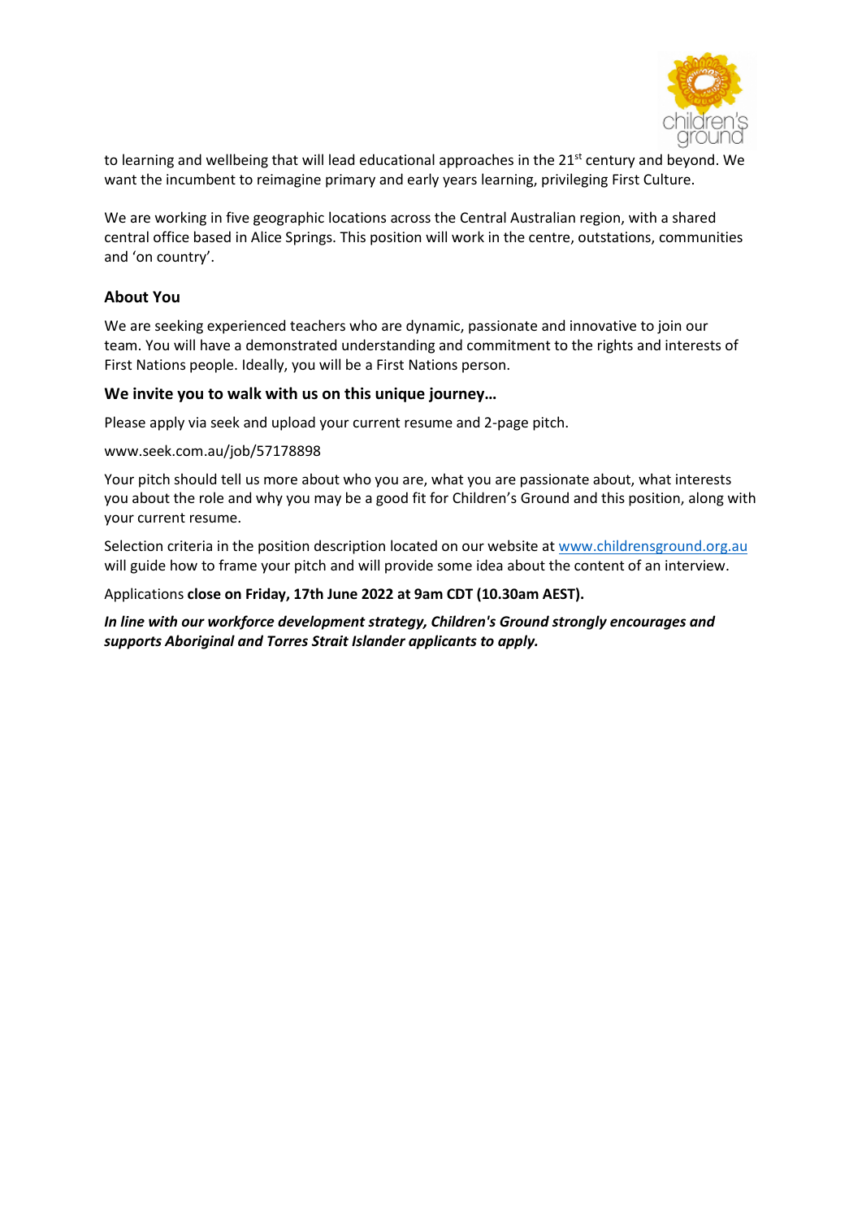to learning and wellbeing that will lead educational approaches in the 21st century and beyond. We want the incumbent to reimagine primary and early years learning, privileging First Culture.

We are working in five geographic locations across the Central Australian region, with a shared central office based in Alice Springs. This position will work in the centre, outstations, communities and 'on country'.

## About You

We are seeking experienced teachers who are dynamic, passionate and innovative to join our team. You will have a demonstrated understanding and commitment to the rights and interests of First Nations people. Ideally, you will be a First Nations person.

### We invite you to walk with us on this unique journey…

Please apply via seek and upload your current resume and 2-page pitch.

www.seek.com.au/job/57178898

Your pitch should tell us more about who you are, what you are passionate about, what interests you about the role and why you may be a good fit for Children's Ground and this position, along with your current resume.

Selection criteria in the position description located on our website at [www.childrensground.org.au](http://www.childrensground.org.au) will guide how to frame your pitch and will provide some idea about the content of an interview.

Applications **close on Friday, 17th June 2022 at 9am CDT (10.30am AEST).**

***In line with our workforce development strategy, Children's Ground strongly encourages and supports Aboriginal and Torres Strait Islander applicants to apply.***